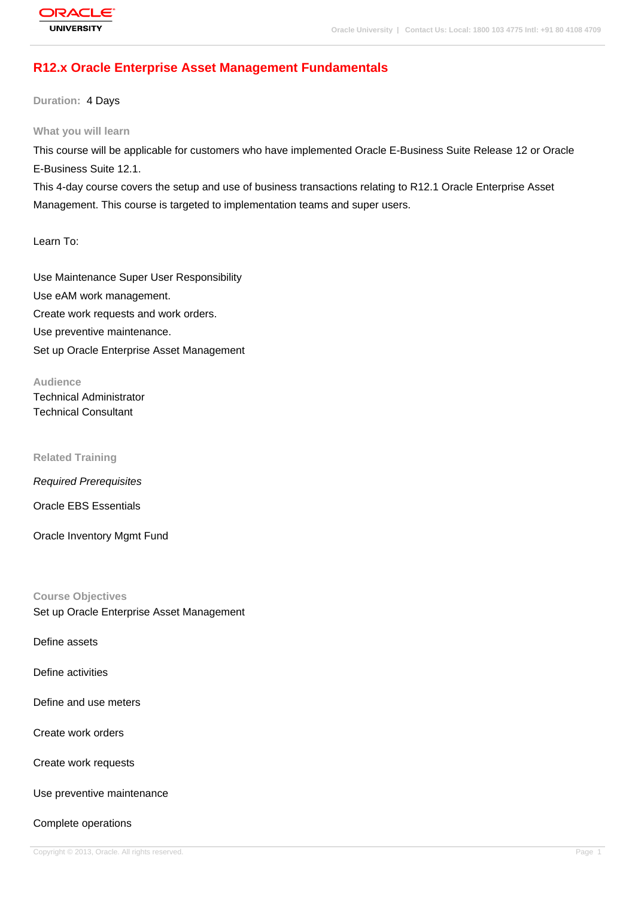# R12.x Oracle Enterprise Asset Management Fundamentals

**Duration:** 4 Days

## What you will learn

This course will be applicable for customers who have implemented Oracle E-Business Suite Release 12 or Oracle E-Business Suite 12.1.

This 4-day course covers the setup and use of business transactions relating to R12.1 Oracle Enterprise Asset Management. This course is targeted to implementation teams and super users.

Learn To:

Use Maintenance Super User Responsibility

Use eAM work management.

Create work requests and work orders.

Use preventive maintenance.

Set up Oracle Enterprise Asset Management

## Audience

Technical Administrator

Technical Consultant

## Related Training

*Required Prerequisites*

Oracle EBS Essentials

Oracle Inventory Mgmt Fund

## Course Objectives

Set up Oracle Enterprise Asset Management

Define assets

Define activities

Define and use meters

Create work orders

Create work requests

Use preventive maintenance

Complete operations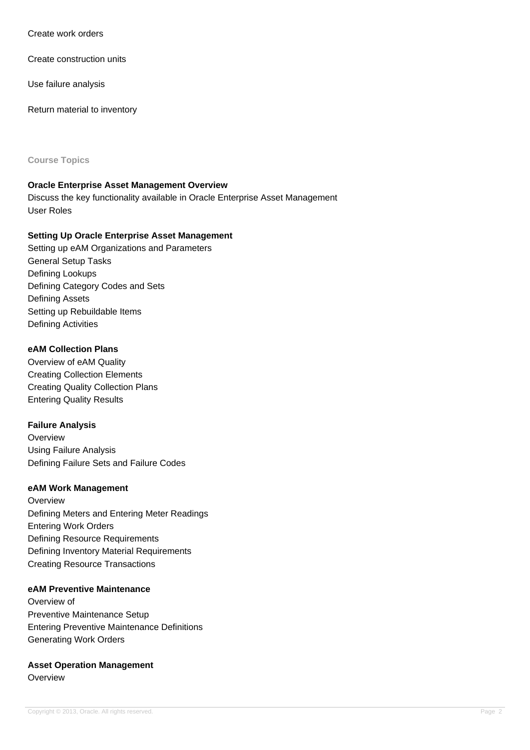Create work orders

Create construction units

Use failure analysis

Return material to inventory

## Course Topics

### Oracle Enterprise Asset Management Overview

Discuss the key functionality available in Oracle Enterprise Asset Management
User Roles

### Setting Up Oracle Enterprise Asset Management

Setting up eAM Organizations and Parameters
General Setup Tasks
Defining Lookups
Defining Category Codes and Sets
Defining Assets
Setting up Rebuildable Items
Defining Activities

### eAM Collection Plans

Overview of eAM Quality
Creating Collection Elements
Creating Quality Collection Plans
Entering Quality Results

### Failure Analysis

Overview
Using Failure Analysis
Defining Failure Sets and Failure Codes

### eAM Work Management

Overview
Defining Meters and Entering Meter Readings
Entering Work Orders
Defining Resource Requirements
Defining Inventory Material Requirements
Creating Resource Transactions

### eAM Preventive Maintenance

Overview of
Preventive Maintenance Setup
Entering Preventive Maintenance Definitions
Generating Work Orders

### Asset Operation Management

Overview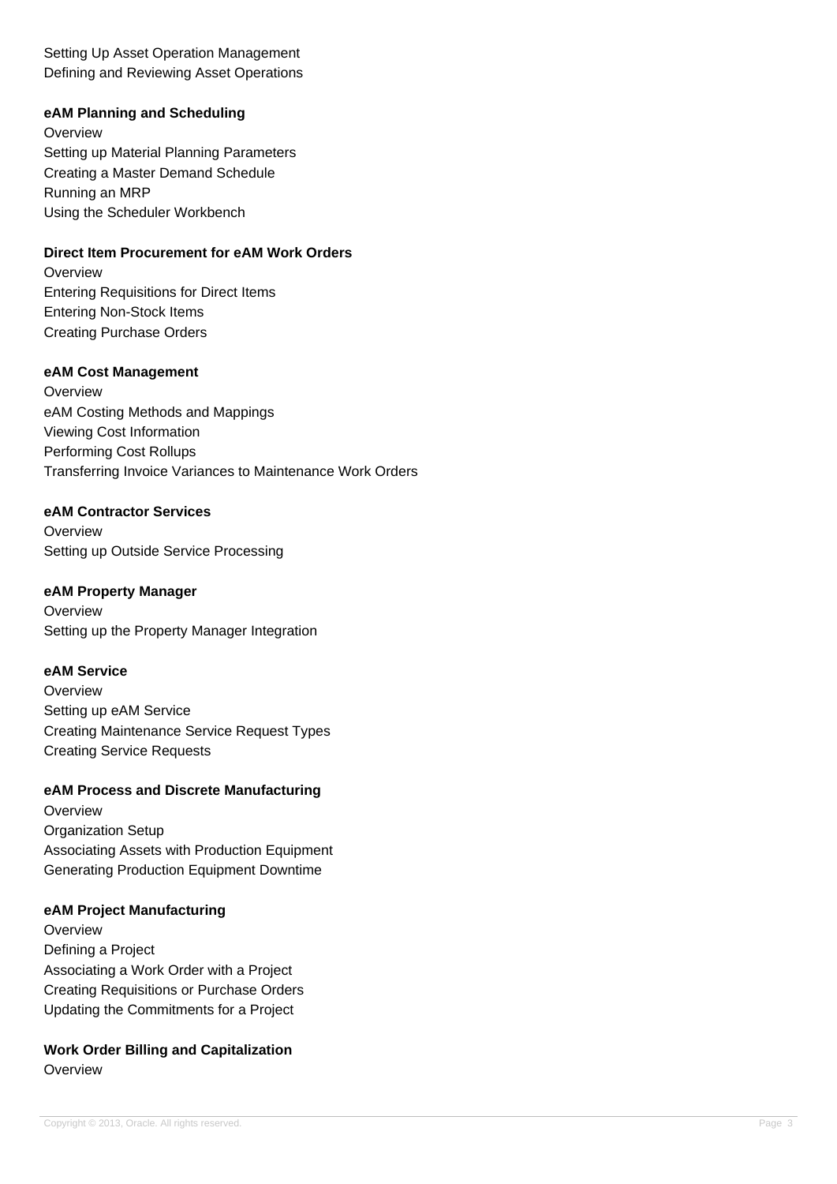Setting Up Asset Operation Management
Defining and Reviewing Asset Operations

**eAM Planning and Scheduling**

Overview
Setting up Material Planning Parameters
Creating a Master Demand Schedule
Running an MRP
Using the Scheduler Workbench

**Direct Item Procurement for eAM Work Orders**

Overview
Entering Requisitions for Direct Items
Entering Non-Stock Items
Creating Purchase Orders

**eAM Cost Management**

Overview
eAM Costing Methods and Mappings
Viewing Cost Information
Performing Cost Rollups
Transferring Invoice Variances to Maintenance Work Orders

**eAM Contractor Services**

Overview
Setting up Outside Service Processing

**eAM Property Manager**

Overview
Setting up the Property Manager Integration

**eAM Service**

Overview
Setting up eAM Service
Creating Maintenance Service Request Types
Creating Service Requests

**eAM Process and Discrete Manufacturing**

Overview
Organization Setup
Associating Assets with Production Equipment
Generating Production Equipment Downtime

**eAM Project Manufacturing**

Overview
Defining a Project
Associating a Work Order with a Project
Creating Requisitions or Purchase Orders
Updating the Commitments for a Project

**Work Order Billing and Capitalization**

Overview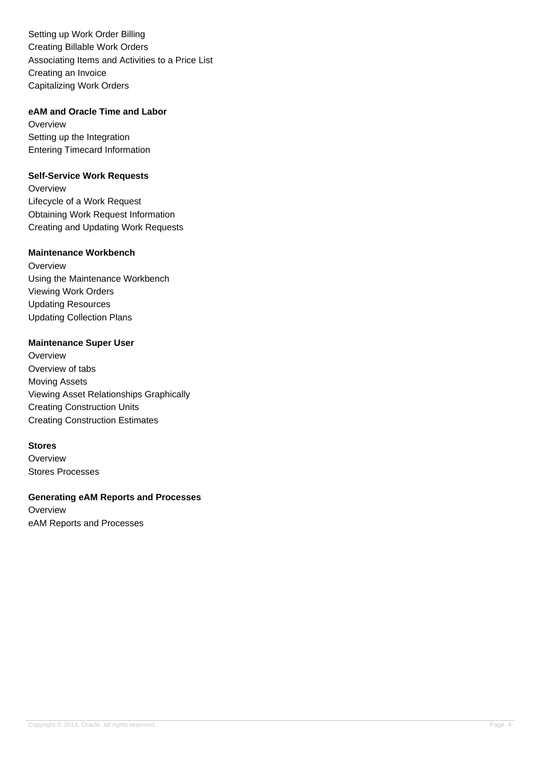Setting up Work Order Billing
Creating Billable Work Orders
Associating Items and Activities to a Price List
Creating an Invoice
Capitalizing Work Orders

**eAM and Oracle Time and Labor**

Overview
Setting up the Integration
Entering Timecard Information

**Self-Service Work Requests**

Overview
Lifecycle of a Work Request
Obtaining Work Request Information
Creating and Updating Work Requests

**Maintenance Workbench**

Overview
Using the Maintenance Workbench
Viewing Work Orders
Updating Resources
Updating Collection Plans

**Maintenance Super User**

Overview
Overview of tabs
Moving Assets
Viewing Asset Relationships Graphically
Creating Construction Units
Creating Construction Estimates

**Stores**

Overview
Stores Processes

**Generating eAM Reports and Processes**

Overview
eAM Reports and Processes